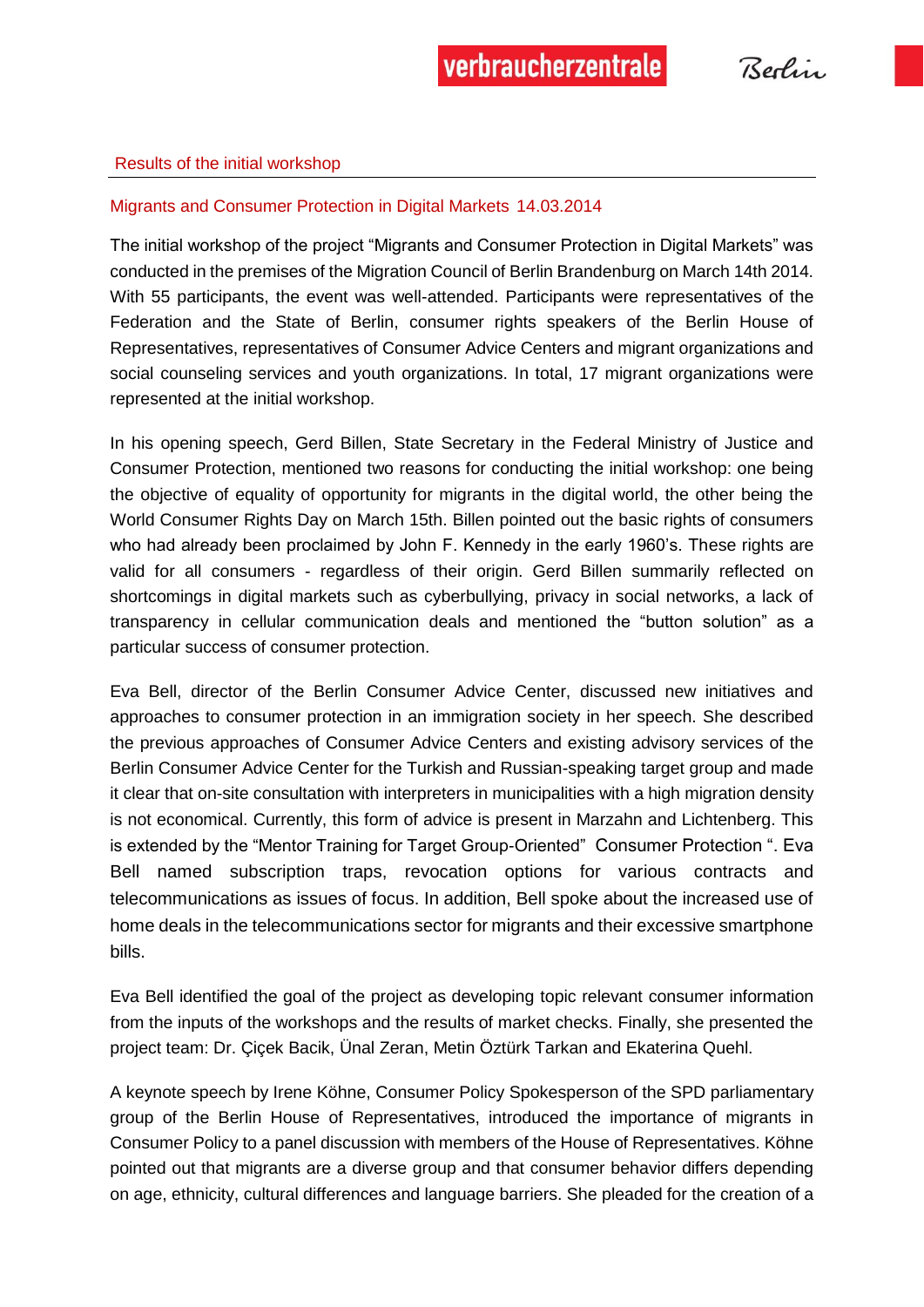## Results of the initial workshop

### Migrants and Consumer Protection in Digital Markets 14.03.2014

The initial workshop of the project "Migrants and Consumer Protection in Digital Markets" was conducted in the premises of the Migration Council of Berlin Brandenburg on March 14th 2014. With 55 participants, the event was well-attended. Participants were representatives of the Federation and the State of Berlin, consumer rights speakers of the Berlin House of Representatives, representatives of Consumer Advice Centers and migrant organizations and social counseling services and youth organizations. In total, 17 migrant organizations were represented at the initial workshop.

In his opening speech, Gerd Billen, State Secretary in the Federal Ministry of Justice and Consumer Protection, mentioned two reasons for conducting the initial workshop: one being the objective of equality of opportunity for migrants in the digital world, the other being the World Consumer Rights Day on March 15th. Billen pointed out the basic rights of consumers who had already been proclaimed by John F. Kennedy in the early 1960's. These rights are valid for all consumers - regardless of their origin. Gerd Billen summarily reflected on shortcomings in digital markets such as cyberbullying, privacy in social networks, a lack of transparency in cellular communication deals and mentioned the "button solution" as a particular success of consumer protection.

Eva Bell, director of the Berlin Consumer Advice Center, discussed new initiatives and approaches to consumer protection in an immigration society in her speech. She described the previous approaches of Consumer Advice Centers and existing advisory services of the Berlin Consumer Advice Center for the Turkish and Russian-speaking target group and made it clear that on-site consultation with interpreters in municipalities with a high migration density is not economical. Currently, this form of advice is present in Marzahn and Lichtenberg. This is extended by the "Mentor Training for Target Group-Oriented" Consumer Protection ". Eva Bell named subscription traps, revocation options for various contracts and telecommunications as issues of focus. In addition, Bell spoke about the increased use of home deals in the telecommunications sector for migrants and their excessive smartphone bills.

Eva Bell identified the goal of the project as developing topic relevant consumer information from the inputs of the workshops and the results of market checks. Finally, she presented the project team: Dr. Çiçek Bacik, Ünal Zeran, Metin Öztürk Tarkan and Ekaterina Quehl.

A keynote speech by Irene Köhne, Consumer Policy Spokesperson of the SPD parliamentary group of the Berlin House of Representatives, introduced the importance of migrants in Consumer Policy to a panel discussion with members of the House of Representatives. Köhne pointed out that migrants are a diverse group and that consumer behavior differs depending on age, ethnicity, cultural differences and language barriers. She pleaded for the creation of a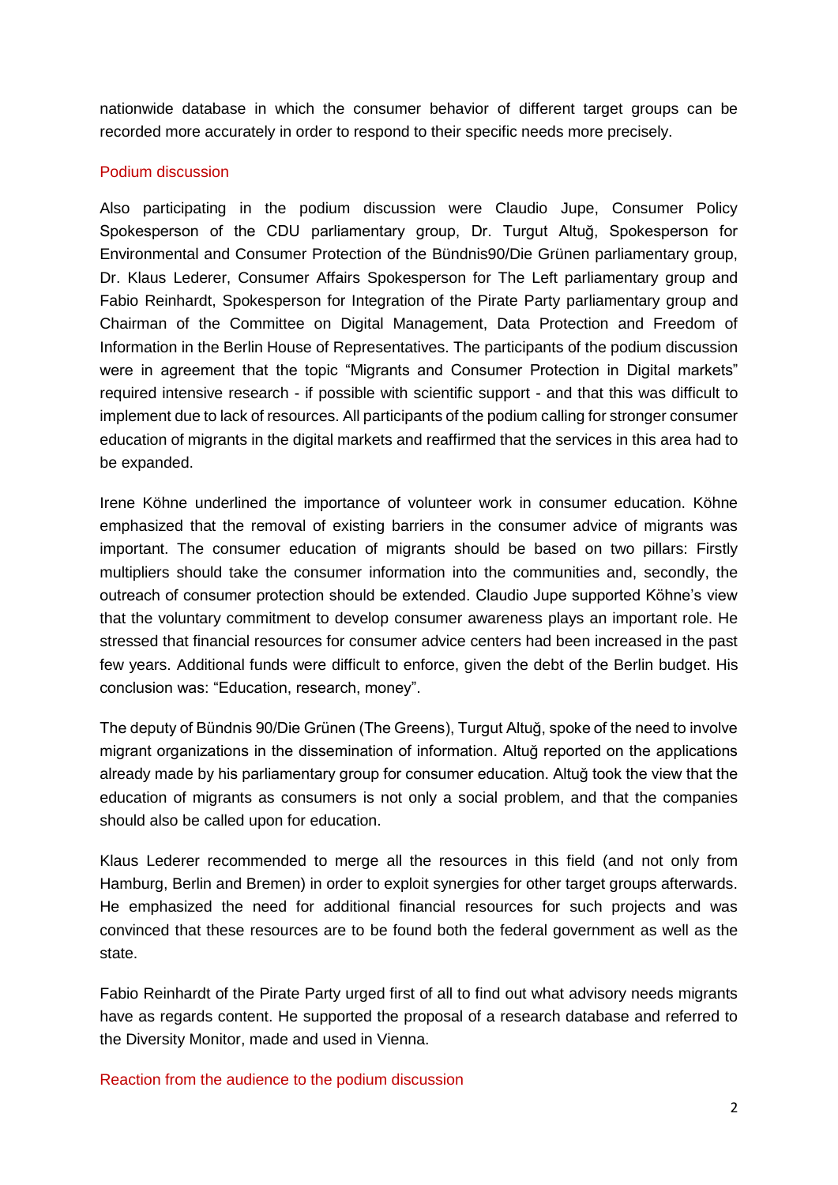nationwide database in which the consumer behavior of different target groups can be recorded more accurately in order to respond to their specific needs more precisely.

## Podium discussion

Also participating in the podium discussion were Claudio Jupe, Consumer Policy Spokesperson of the CDU parliamentary group, Dr. Turgut Altuğ, Spokesperson for Environmental and Consumer Protection of the Bündnis90/Die Grünen parliamentary group, Dr. Klaus Lederer, Consumer Affairs Spokesperson for The Left parliamentary group and Fabio Reinhardt, Spokesperson for Integration of the Pirate Party parliamentary group and Chairman of the Committee on Digital Management, Data Protection and Freedom of Information in the Berlin House of Representatives. The participants of the podium discussion were in agreement that the topic "Migrants and Consumer Protection in Digital markets" required intensive research - if possible with scientific support - and that this was difficult to implement due to lack of resources. All participants of the podium calling for stronger consumer education of migrants in the digital markets and reaffirmed that the services in this area had to be expanded.

Irene Köhne underlined the importance of volunteer work in consumer education. Köhne emphasized that the removal of existing barriers in the consumer advice of migrants was important. The consumer education of migrants should be based on two pillars: Firstly multipliers should take the consumer information into the communities and, secondly, the outreach of consumer protection should be extended. Claudio Jupe supported Köhne's view that the voluntary commitment to develop consumer awareness plays an important role. He stressed that financial resources for consumer advice centers had been increased in the past few years. Additional funds were difficult to enforce, given the debt of the Berlin budget. His conclusion was: "Education, research, money".

The deputy of Bündnis 90/Die Grünen (The Greens), Turgut Altuğ, spoke of the need to involve migrant organizations in the dissemination of information. Altuğ reported on the applications already made by his parliamentary group for consumer education. Altuğ took the view that the education of migrants as consumers is not only a social problem, and that the companies should also be called upon for education.

Klaus Lederer recommended to merge all the resources in this field (and not only from Hamburg, Berlin and Bremen) in order to exploit synergies for other target groups afterwards. He emphasized the need for additional financial resources for such projects and was convinced that these resources are to be found both the federal government as well as the state.

Fabio Reinhardt of the Pirate Party urged first of all to find out what advisory needs migrants have as regards content. He supported the proposal of a research database and referred to the Diversity Monitor, made and used in Vienna.

## Reaction from the audience to the podium discussion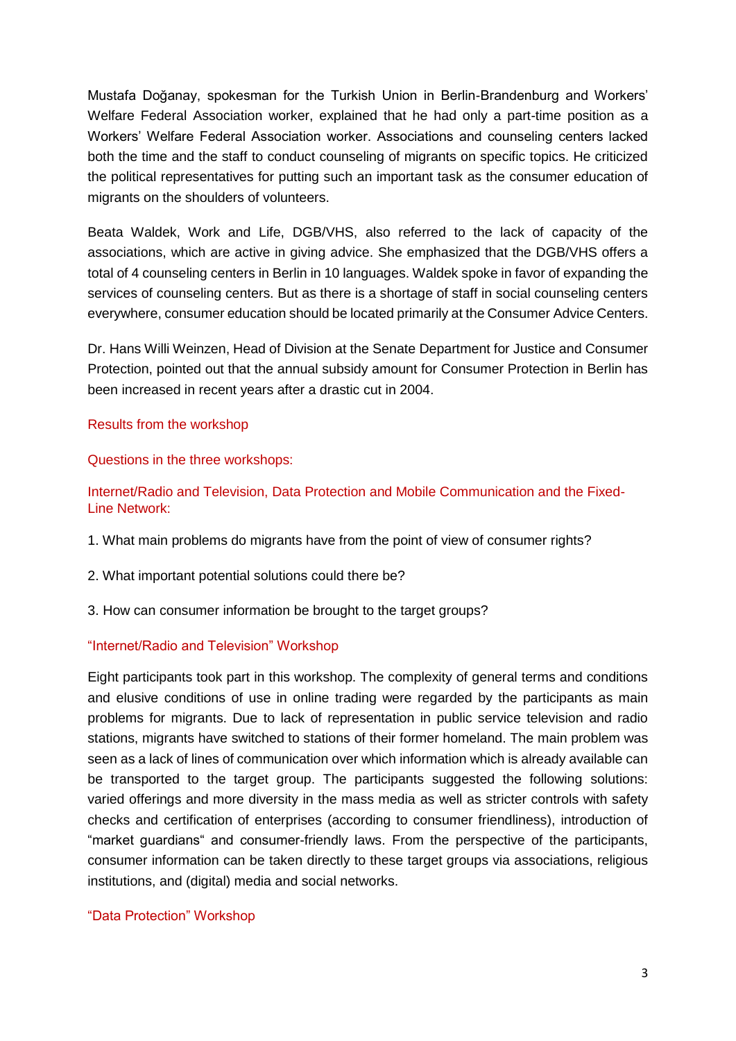Mustafa Doğanay, spokesman for the Turkish Union in Berlin-Brandenburg and Workers' Welfare Federal Association worker, explained that he had only a part-time position as a Workers' Welfare Federal Association worker. Associations and counseling centers lacked both the time and the staff to conduct counseling of migrants on specific topics. He criticized the political representatives for putting such an important task as the consumer education of migrants on the shoulders of volunteers.

Beata Waldek, Work and Life, DGB/VHS, also referred to the lack of capacity of the associations, which are active in giving advice. She emphasized that the DGB/VHS offers a total of 4 counseling centers in Berlin in 10 languages. Waldek spoke in favor of expanding the services of counseling centers. But as there is a shortage of staff in social counseling centers everywhere, consumer education should be located primarily at the Consumer Advice Centers.

Dr. Hans Willi Weinzen, Head of Division at the Senate Department for Justice and Consumer Protection, pointed out that the annual subsidy amount for Consumer Protection in Berlin has been increased in recent years after a drastic cut in 2004.

## Results from the workshop

### Questions in the three workshops:

### Internet/Radio and Television, Data Protection and Mobile Communication and the Fixed-Line Network:

1. What main problems do migrants have from the point of view of consumer rights?

2. What important potential solutions could there be?

3. How can consumer information be brought to the target groups?

### "Internet/Radio and Television" Workshop

Eight participants took part in this workshop. The complexity of general terms and conditions and elusive conditions of use in online trading were regarded by the participants as main problems for migrants. Due to lack of representation in public service television and radio stations, migrants have switched to stations of their former homeland. The main problem was seen as a lack of lines of communication over which information which is already available can be transported to the target group. The participants suggested the following solutions: varied offerings and more diversity in the mass media as well as stricter controls with safety checks and certification of enterprises (according to consumer friendliness), introduction of "market guardians" and consumer-friendly laws. From the perspective of the participants, consumer information can be taken directly to these target groups via associations, religious institutions, and (digital) media and social networks.

### "Data Protection" Workshop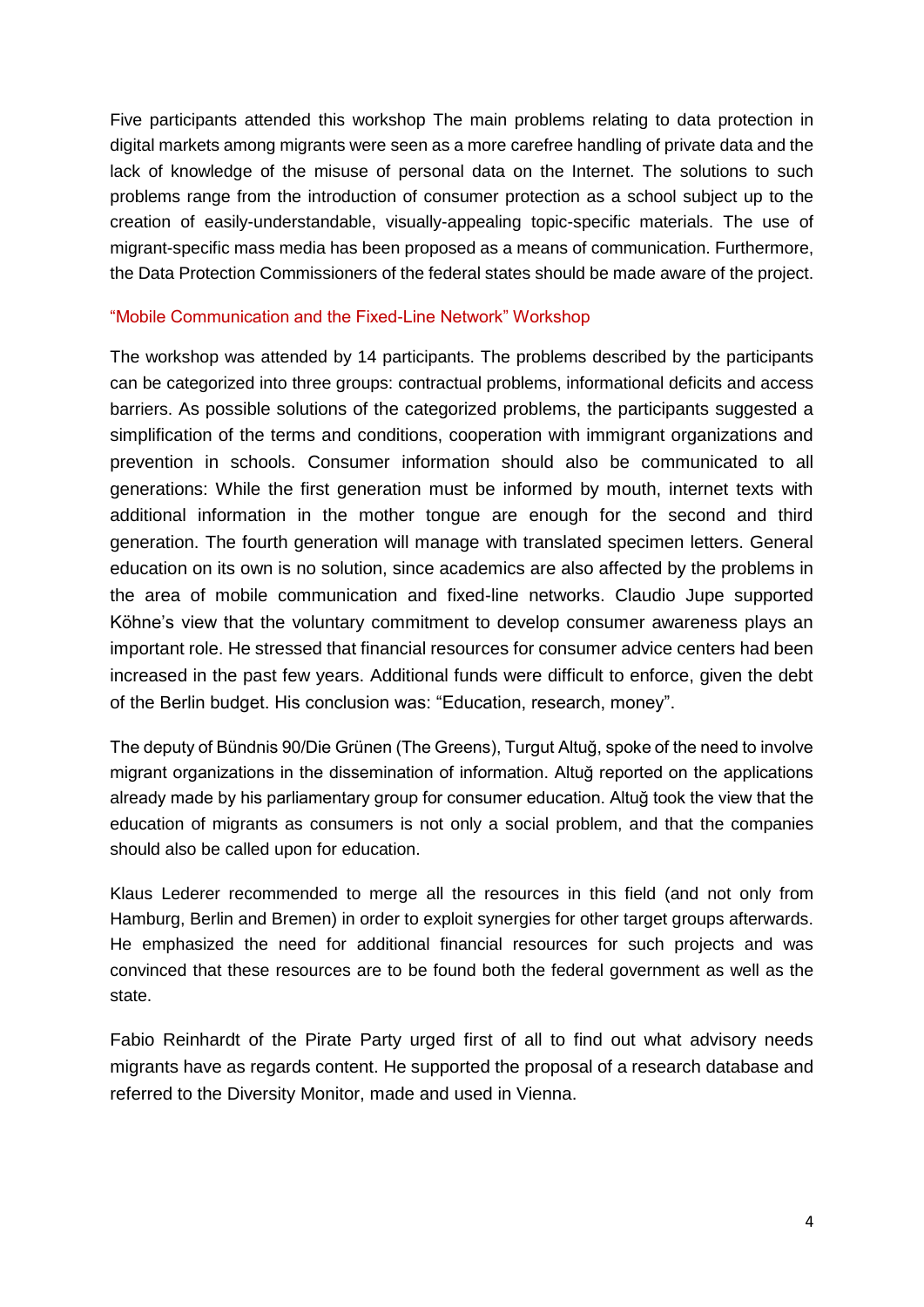Five participants attended this workshop The main problems relating to data protection in digital markets among migrants were seen as a more carefree handling of private data and the lack of knowledge of the misuse of personal data on the Internet. The solutions to such problems range from the introduction of consumer protection as a school subject up to the creation of easily-understandable, visually-appealing topic-specific materials. The use of migrant-specific mass media has been proposed as a means of communication. Furthermore, the Data Protection Commissioners of the federal states should be made aware of the project.

### "Mobile Communication and the Fixed-Line Network" Workshop

The workshop was attended by 14 participants. The problems described by the participants can be categorized into three groups: contractual problems, informational deficits and access barriers. As possible solutions of the categorized problems, the participants suggested a simplification of the terms and conditions, cooperation with immigrant organizations and prevention in schools. Consumer information should also be communicated to all generations: While the first generation must be informed by mouth, internet texts with additional information in the mother tongue are enough for the second and third generation. The fourth generation will manage with translated specimen letters. General education on its own is no solution, since academics are also affected by the problems in the area of mobile communication and fixed-line networks. Claudio Jupe supported Köhne's view that the voluntary commitment to develop consumer awareness plays an important role. He stressed that financial resources for consumer advice centers had been increased in the past few years. Additional funds were difficult to enforce, given the debt of the Berlin budget. His conclusion was: "Education, research, money".

The deputy of Bündnis 90/Die Grünen (The Greens), Turgut Altuğ, spoke of the need to involve migrant organizations in the dissemination of information. Altuğ reported on the applications already made by his parliamentary group for consumer education. Altuğ took the view that the education of migrants as consumers is not only a social problem, and that the companies should also be called upon for education.

Klaus Lederer recommended to merge all the resources in this field (and not only from Hamburg, Berlin and Bremen) in order to exploit synergies for other target groups afterwards. He emphasized the need for additional financial resources for such projects and was convinced that these resources are to be found both the federal government as well as the state.

Fabio Reinhardt of the Pirate Party urged first of all to find out what advisory needs migrants have as regards content. He supported the proposal of a research database and referred to the Diversity Monitor, made and used in Vienna.